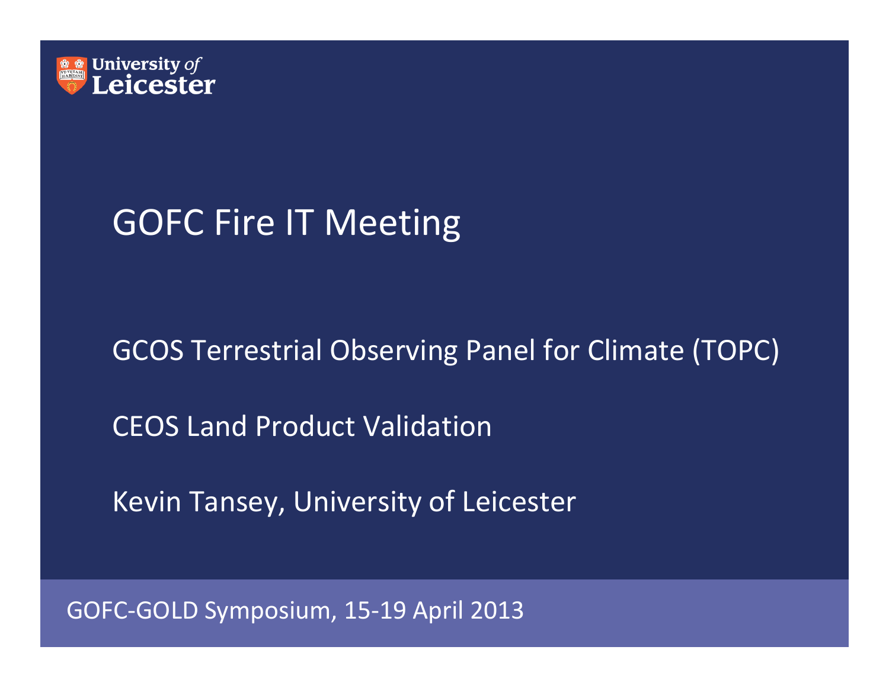University of Leicester

# GOFC Fire IT Meeting

GCOS Terrestrial Observing Panel for Climate (TOPC)

CEOS Land Product Validation

Kevin Tansey, University of Leicester

GOFC-GOLD Symposium, 15-19 April 2013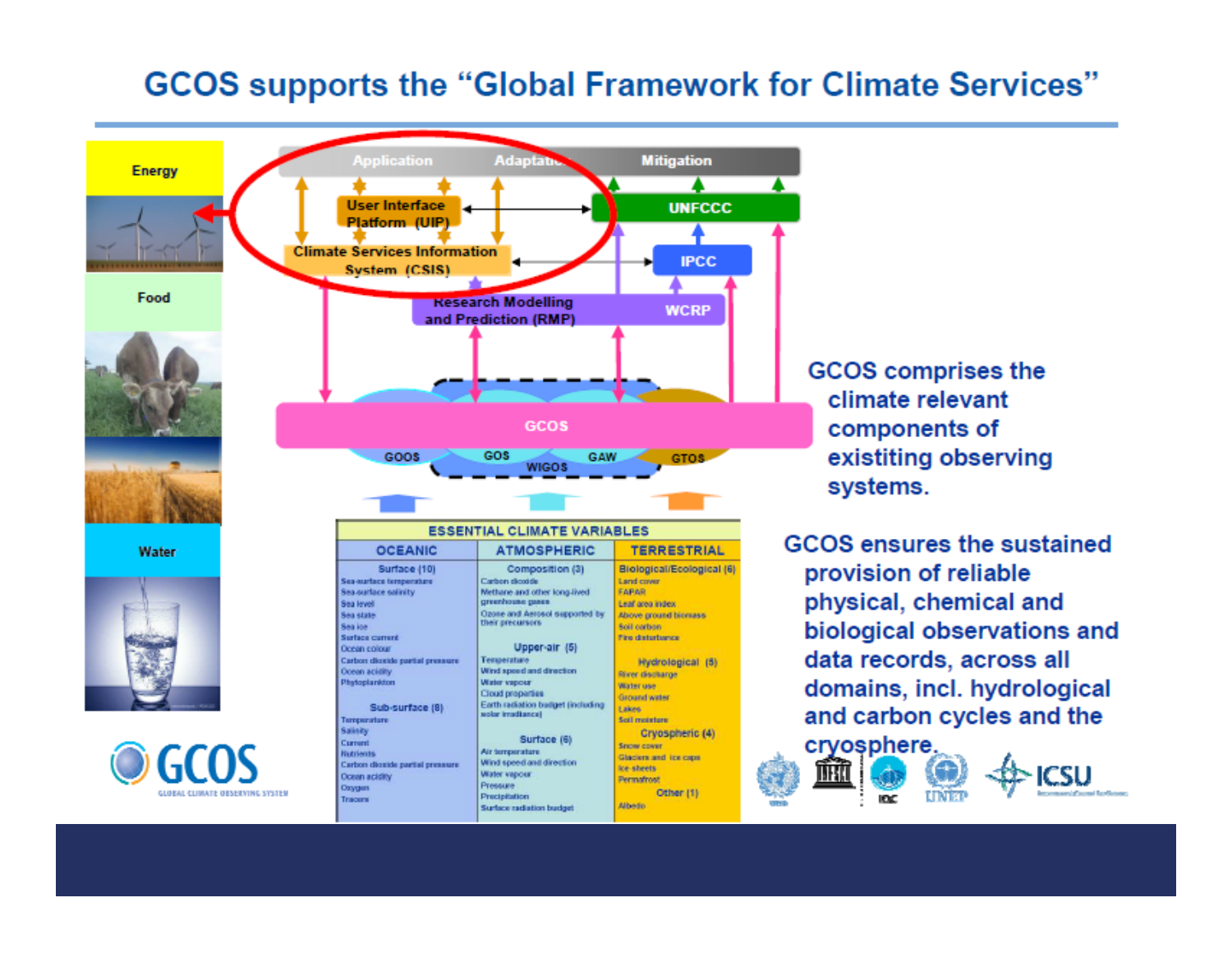# GCOS supports the "Global Framework for Climate Services"

Application | Adaptation | Mitigation

User Interface Platform (UIP)

UNFCCC

Climate Services Information System (CSIS)

IPCC

Research Modelling and Prediction (RMP)

WCRP

GCOS

GOOS | GOS | GAW | GTOS

WIGOS

Energy

Food

Water

| ESSENTIAL CLIMATE VARIABLES | | |
|---|---|---|
| **OCEANIC** | **ATMOSPHERIC** | **TERRESTRIAL** |
| **Surface (10)** | **Composition (3)** | **Biological/Ecological (6)** |
| Sea-surface temperature | Carbon dioxide | Land cover |
| Sea-surface salinity | Methane and other long-lived greenhouse gases | FAPAR |
| Sea level | Ozone and Aerosol supported by their precursors | Leaf area index |
| Sea state | **Upper-air (5)** | Above ground biomass |
| Sea ice | Temperature | Soil carbon |
| Surface current | Wind speed and direction | Fire disturbance |
| Ocean colour | Water vapour | **Hydrological (5)** |
| Carbon dioxide partial pressure | Cloud properties | River discharge |
| Ocean acidity | Earth radiation budget (including solar irradiance) | Water use |
| Phytoplankton | **Surface (6)** | Ground water |
| **Sub-surface (8)** | Air temperature | Lakes |
| Temperature | Wind speed and direction | Soil moisture |
| Salinity | Water vapour | **Cryospheric (4)** |
| Current | Pressure | Snow cover |
| Nutrients | Precipitation | Glaciers and ice caps |
| Carbon dioxide partial pressure | Surface radiation budget | Ice sheets |
| Ocean acidity | | Permafrost |
| Oxygen | | **Other (1)** |
| Tracers | | Albedo |

GCOS comprises the climate relevant components of existiting observing systems.

GCOS ensures the sustained provision of reliable physical, chemical and biological observations and data records, across all domains, incl. hydrological and carbon cycles and the cryosphere.

GCOS – GLOBAL CLIMATE OBSERVING SYSTEM

WMO | UNESCO | IOC | UNEP | ICSU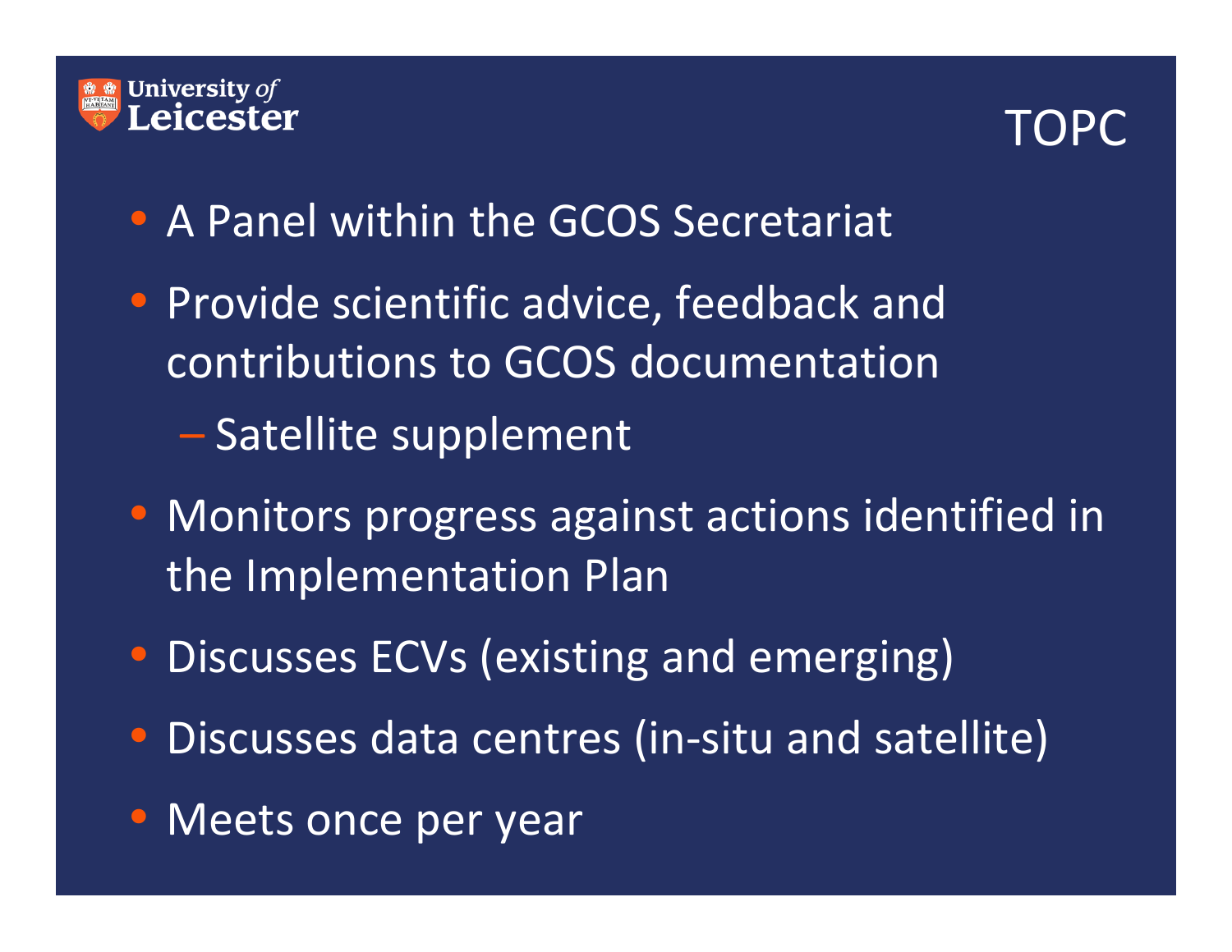# TOPC

- A Panel within the GCOS Secretariat
- Provide scientific advice, feedback and contributions to GCOS documentation
  - Satellite supplement
- Monitors progress against actions identified in the Implementation Plan
- Discusses ECVs (existing and emerging)
- Discusses data centres (in-situ and satellite)
- Meets once per year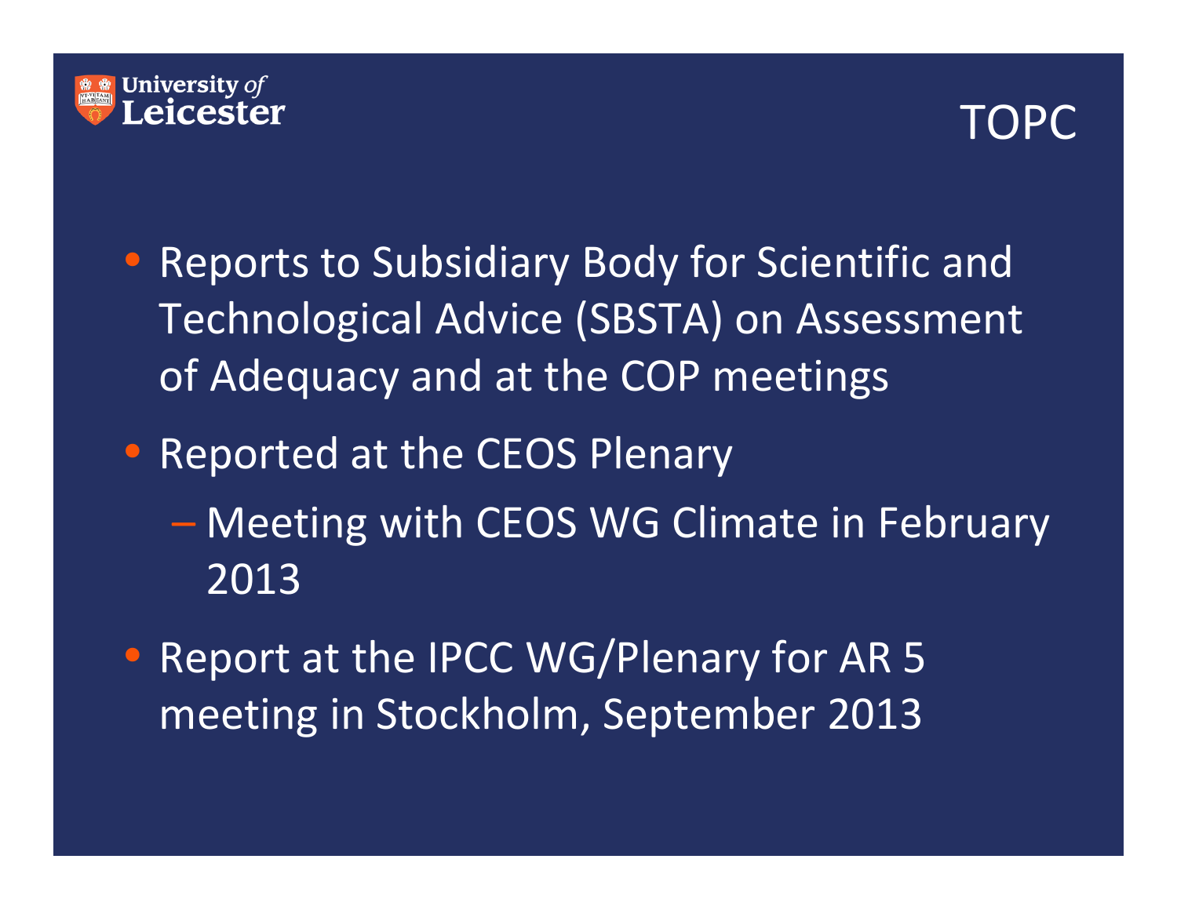# TOPC

- Reports to Subsidiary Body for Scientific and Technological Advice (SBSTA) on Assessment of Adequacy and at the COP meetings
- Reported at the CEOS Plenary
  - Meeting with CEOS WG Climate in February 2013
- Report at the IPCC WG/Plenary for AR 5 meeting in Stockholm, September 2013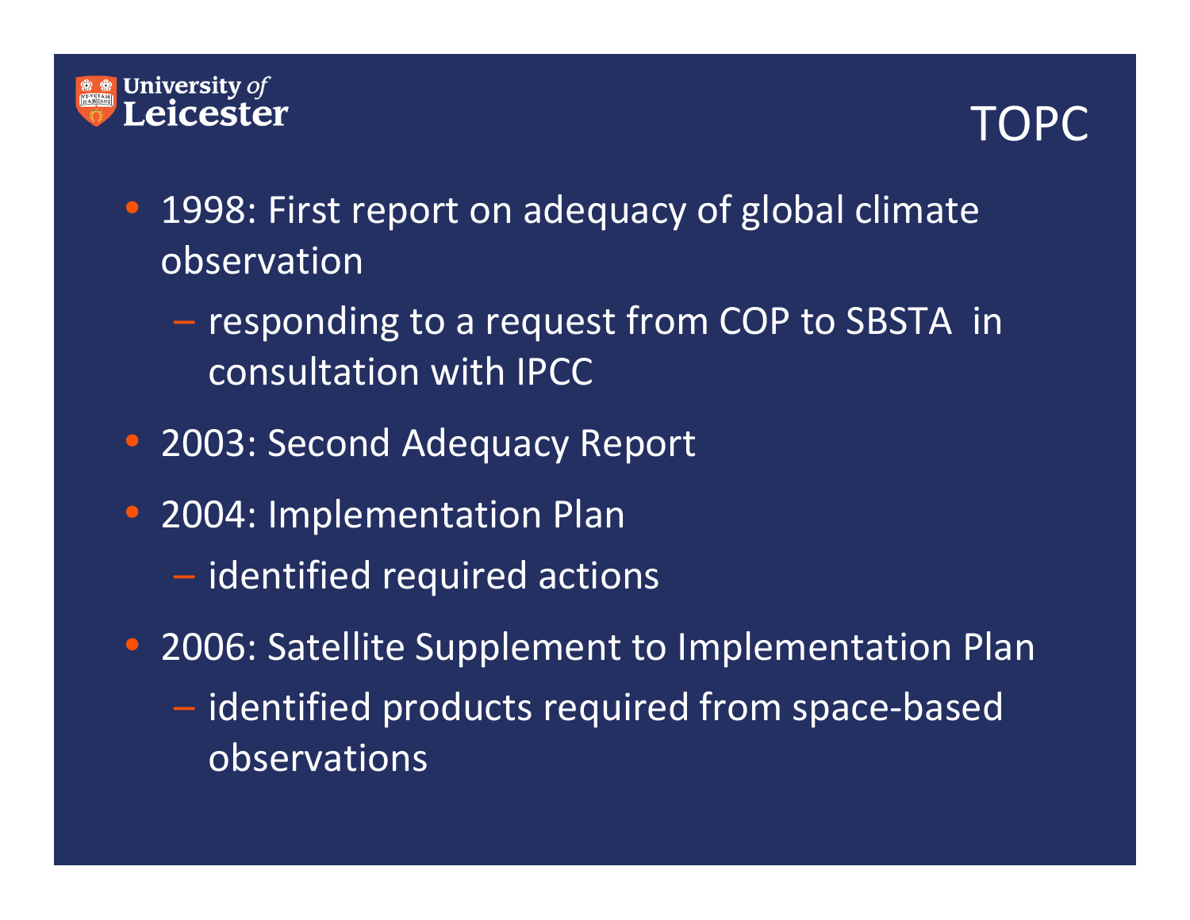# TOPC

- 1998: First report on adequacy of global climate observation
  - responding to a request from COP to SBSTA in consultation with IPCC
- 2003: Second Adequacy Report
- 2004: Implementation Plan
  - identified required actions
- 2006: Satellite Supplement to Implementation Plan
  - identified products required from space-based observations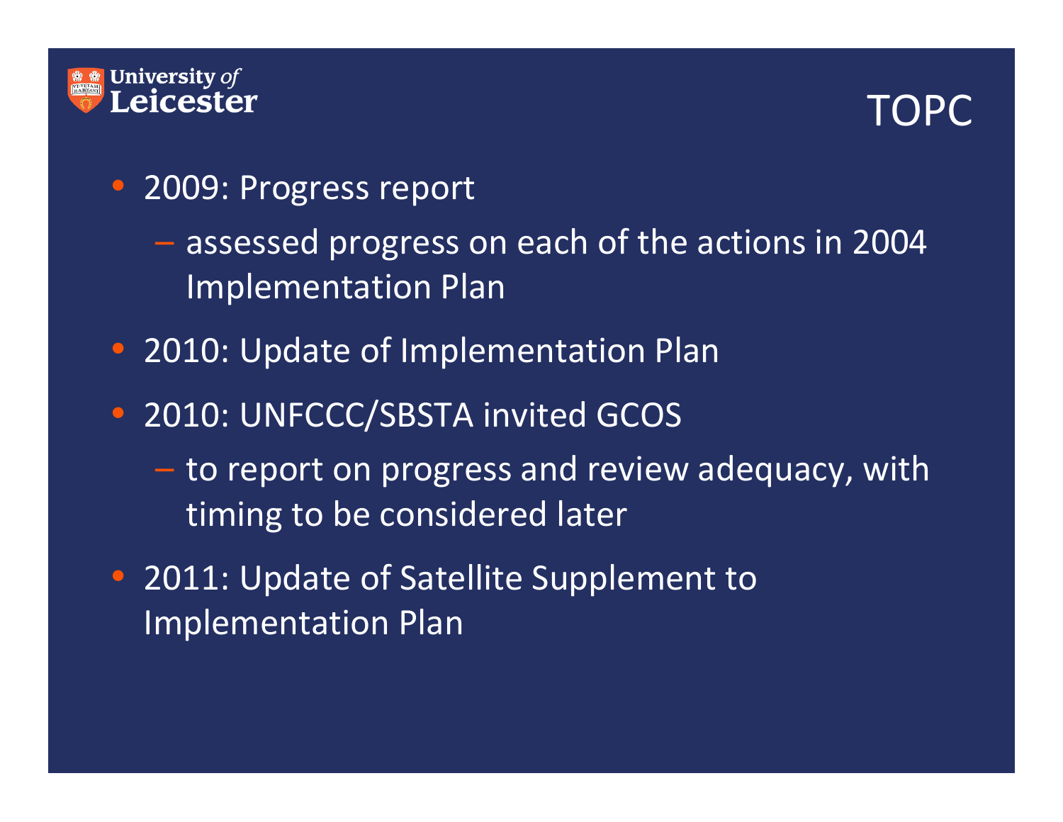# TOPC

- 2009: Progress report
  - assessed progress on each of the actions in 2004 Implementation Plan
- 2010: Update of Implementation Plan
- 2010: UNFCCC/SBSTA invited GCOS
  - to report on progress and review adequacy, with timing to be considered later
- 2011: Update of Satellite Supplement to Implementation Plan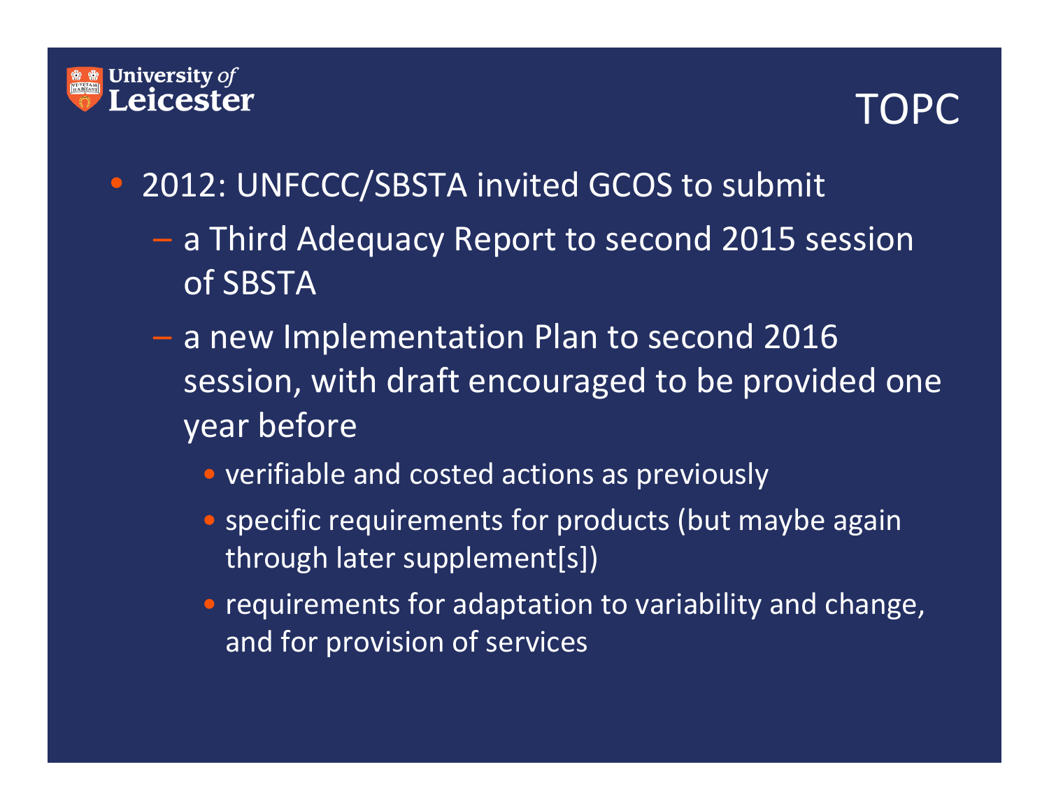# TOPC

- 2012: UNFCCC/SBSTA invited GCOS to submit
  - a Third Adequacy Report to second 2015 session of SBSTA
  - a new Implementation Plan to second 2016 session, with draft encouraged to be provided one year before
    - verifiable and costed actions as previously
    - specific requirements for products (but maybe again through later supplement[s])
    - requirements for adaptation to variability and change, and for provision of services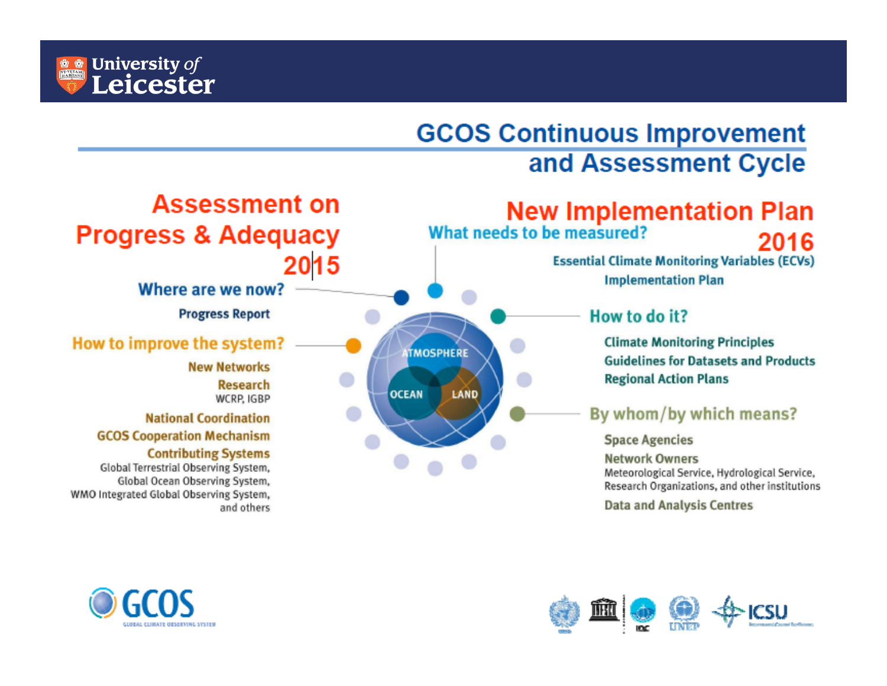# GCOS Continuous Improvement and Assessment Cycle

## Assessment on Progress & Adequacy 2015

**Where are we now?**

Progress Report

**How to improve the system?**

New Networks

Research

WCRP, IGBP

National Coordination

GCOS Cooperation Mechanism

Contributing Systems

Global Terrestrial Observing System, Global Ocean Observing System, WMO Integrated Global Observing System, and others

ATMOSPHERE

OCEAN

LAND

## New Implementation Plan 2016

**What needs to be measured?**

Essential Climate Monitoring Variables (ECVs)

Implementation Plan

**How to do it?**

Climate Monitoring Principles

Guidelines for Datasets and Products

Regional Action Plans

**By whom/by which means?**

Space Agencies

Network Owners

Meteorological Service, Hydrological Service, Research Organizations, and other institutions

Data and Analysis Centres

GCOS GLOBAL CLIMATE OBSERVING SYSTEM

IOC UNEP ICSU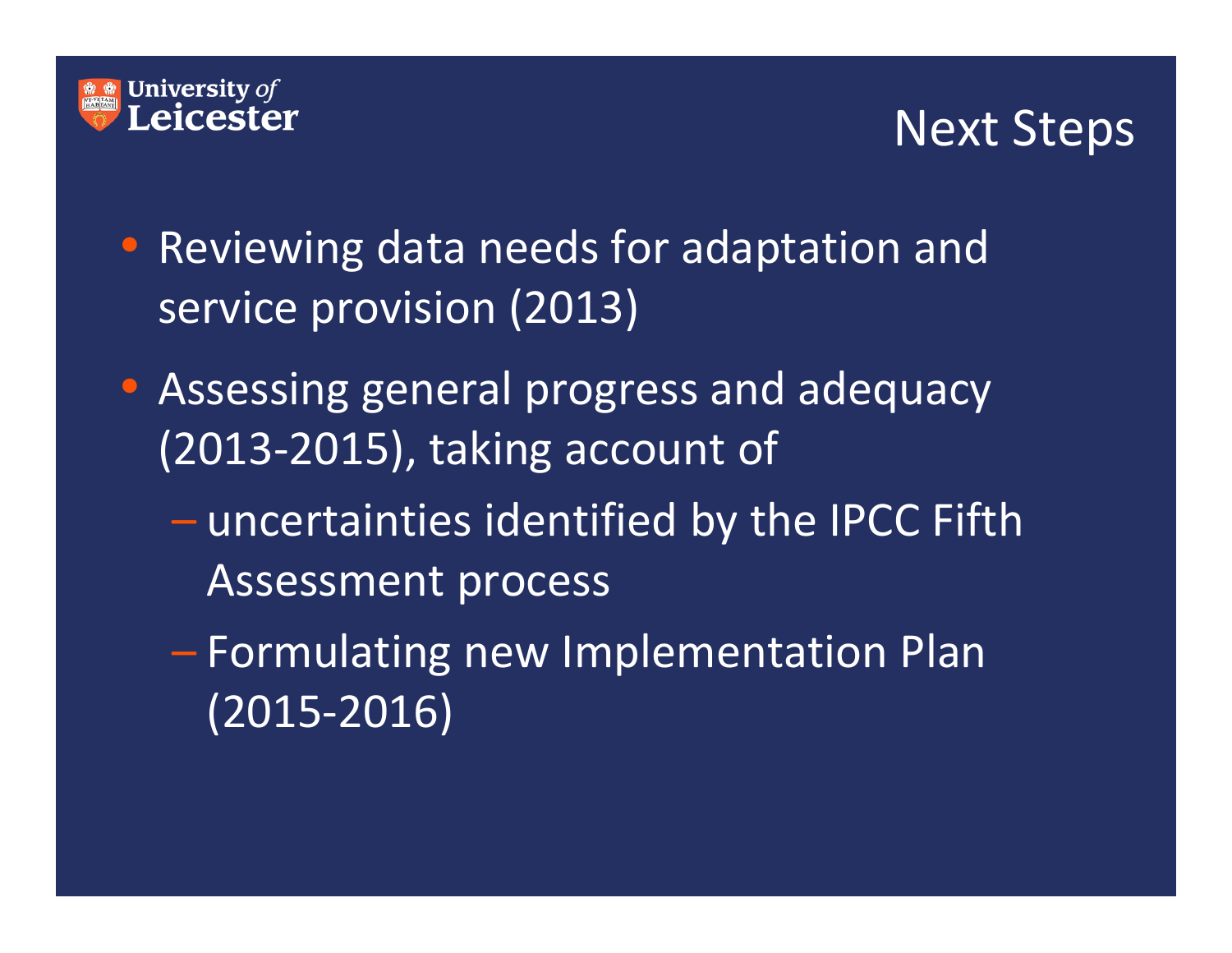## Next Steps

- Reviewing data needs for adaptation and service provision (2013)
- Assessing general progress and adequacy (2013-2015), taking account of
  - uncertainties identified by the IPCC Fifth Assessment process
  - Formulating new Implementation Plan (2015-2016)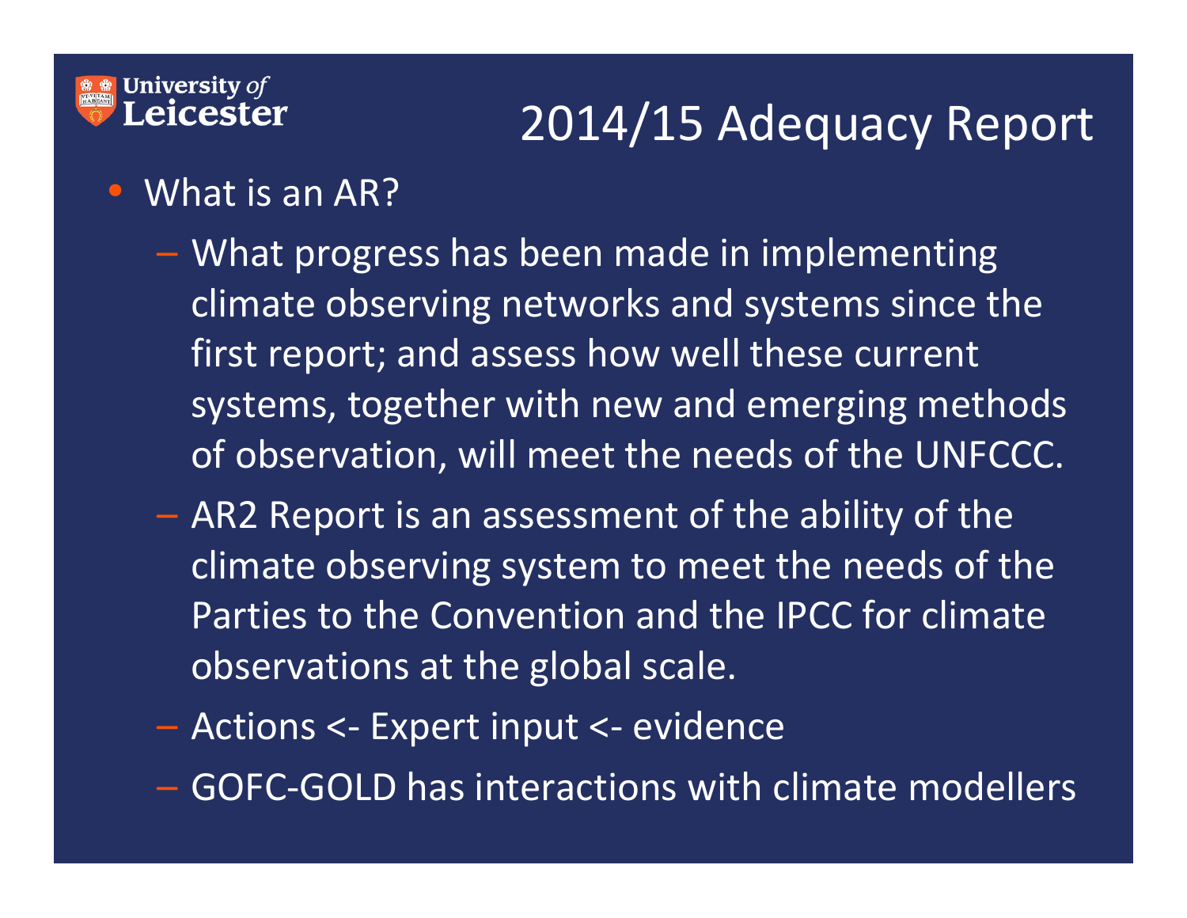# 2014/15 Adequacy Report

- What is an AR?
  - What progress has been made in implementing climate observing networks and systems since the first report; and assess how well these current systems, together with new and emerging methods of observation, will meet the needs of the UNFCCC.
  - AR2 Report is an assessment of the ability of the climate observing system to meet the needs of the Parties to the Convention and the IPCC for climate observations at the global scale.
  - Actions <- Expert input <- evidence
  - GOFC-GOLD has interactions with climate modellers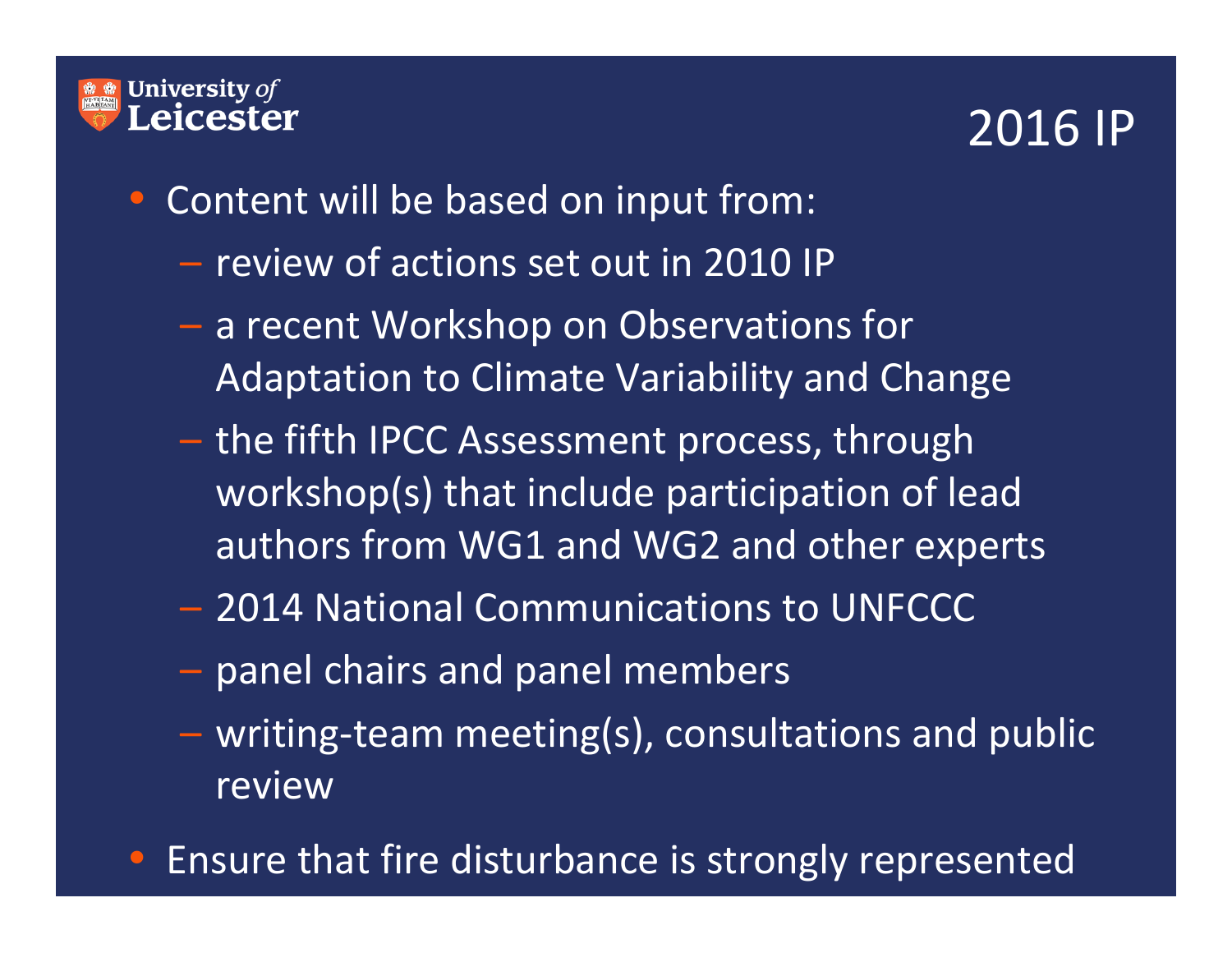# 2016 IP

- Content will be based on input from:
  - review of actions set out in 2010 IP
  - a recent Workshop on Observations for Adaptation to Climate Variability and Change
  - the fifth IPCC Assessment process, through workshop(s) that include participation of lead authors from WG1 and WG2 and other experts
  - 2014 National Communications to UNFCCC
  - panel chairs and panel members
  - writing-team meeting(s), consultations and public review
- Ensure that fire disturbance is strongly represented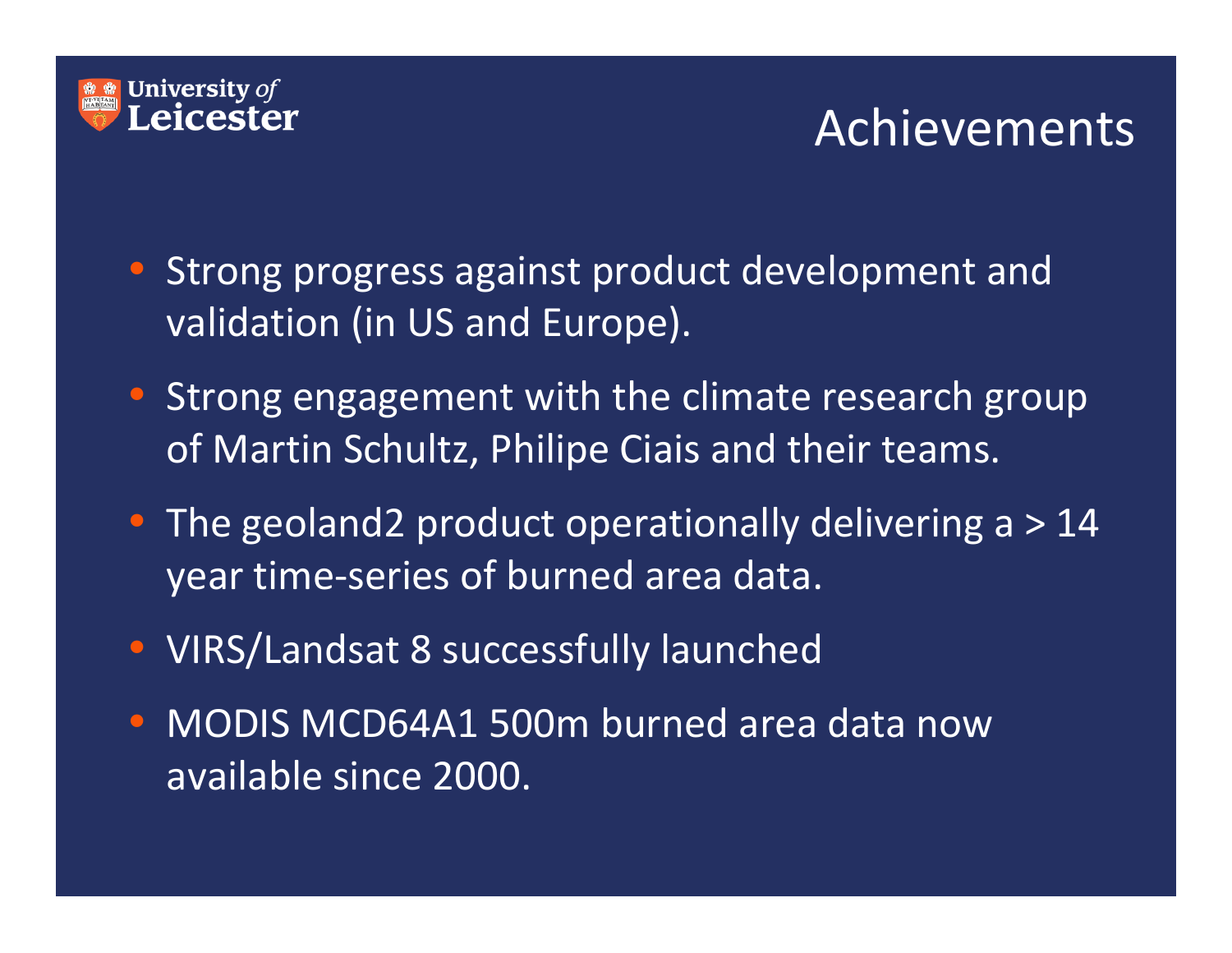# Achievements

- Strong progress against product development and validation (in US and Europe).
- Strong engagement with the climate research group of Martin Schultz, Philipe Ciais and their teams.
- The geoland2 product operationally delivering a > 14 year time-series of burned area data.
- VIRS/Landsat 8 successfully launched
- MODIS MCD64A1 500m burned area data now available since 2000.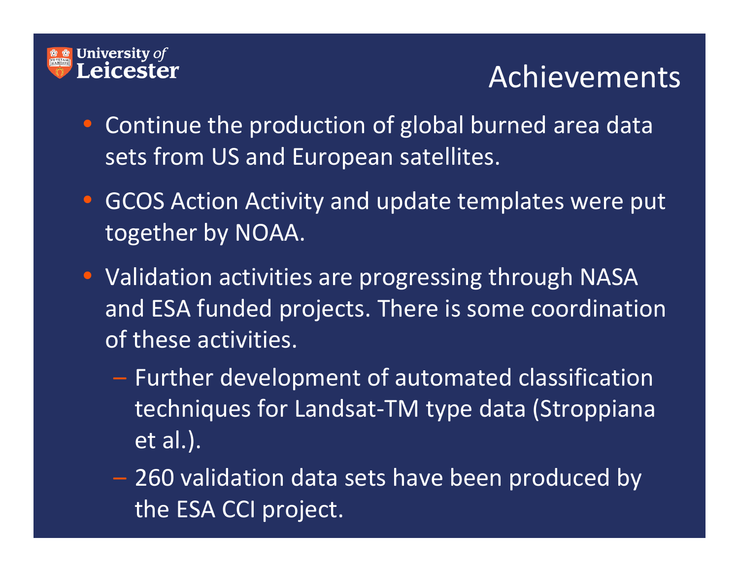# Achievements

- Continue the production of global burned area data sets from US and European satellites.
- GCOS Action Activity and update templates were put together by NOAA.
- Validation activities are progressing through NASA and ESA funded projects. There is some coordination of these activities.
  - Further development of automated classification techniques for Landsat-TM type data (Stroppiana et al.).
  - 260 validation data sets have been produced by the ESA CCI project.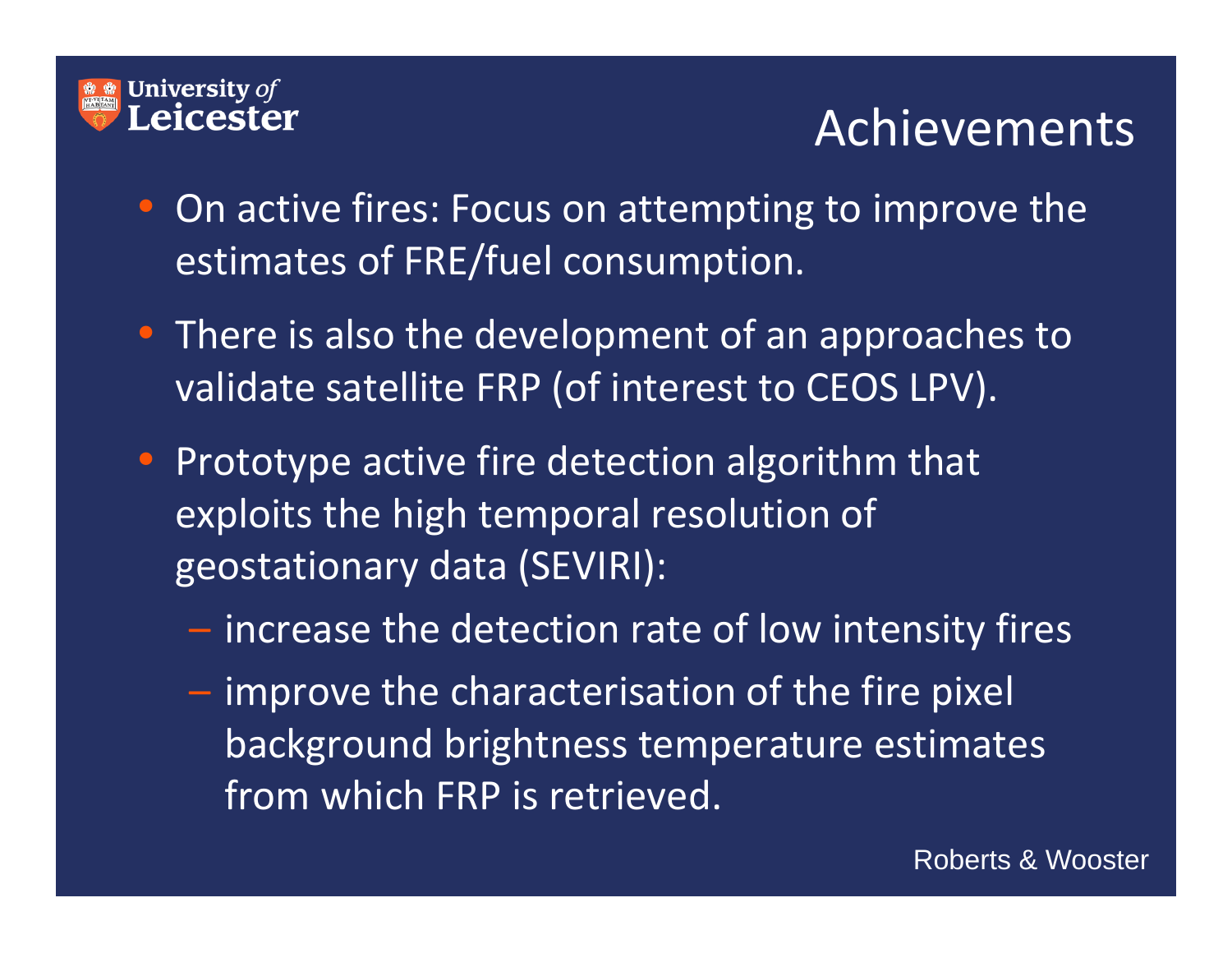University of Leicester

# Achievements

- On active fires: Focus on attempting to improve the estimates of FRE/fuel consumption.
- There is also the development of an approaches to validate satellite FRP (of interest to CEOS LPV).
- Prototype active fire detection algorithm that exploits the high temporal resolution of geostationary data (SEVIRI):
  - increase the detection rate of low intensity fires
  - improve the characterisation of the fire pixel background brightness temperature estimates from which FRP is retrieved.

Roberts & Wooster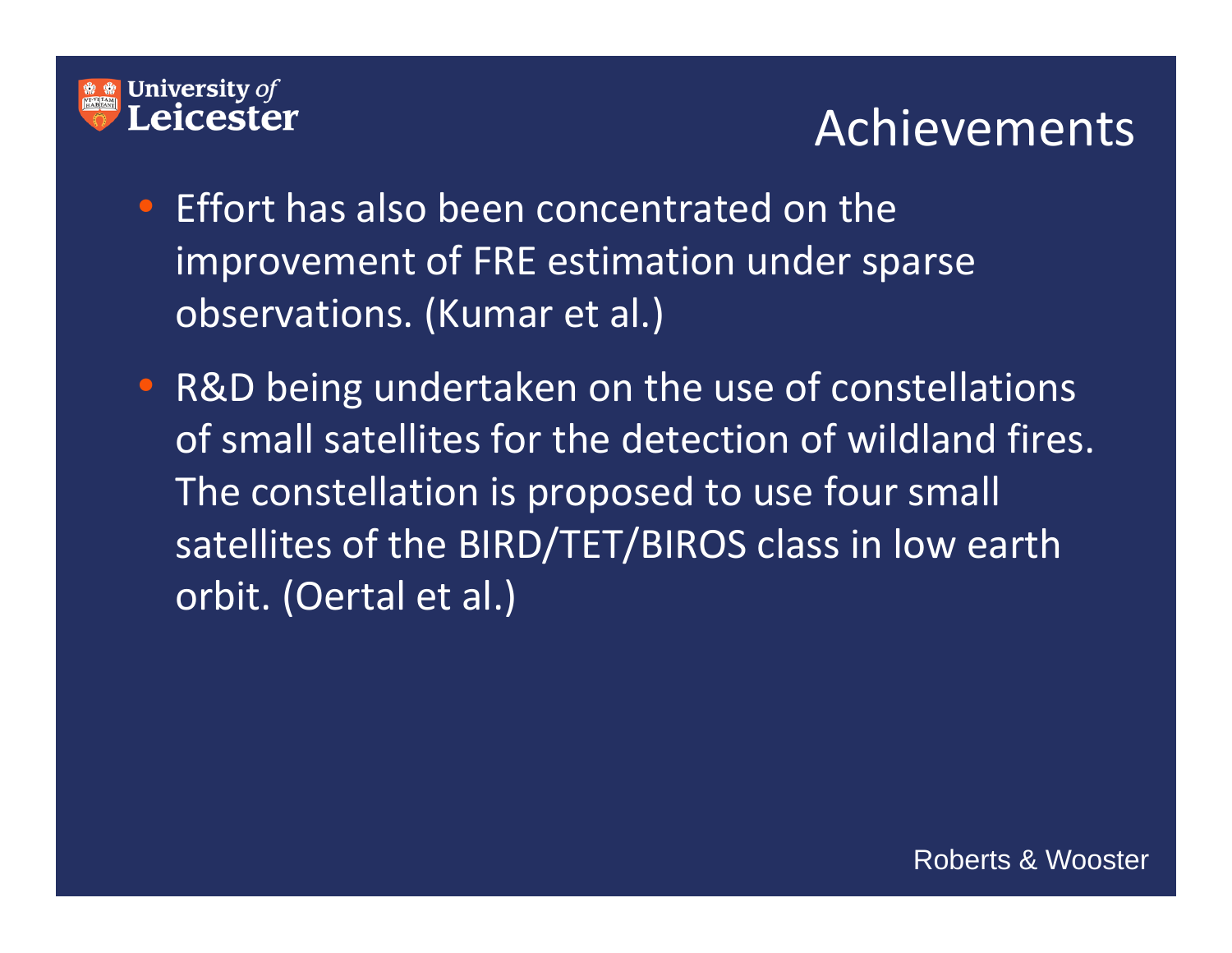# Achievements

- Effort has also been concentrated on the improvement of FRE estimation under sparse observations. (Kumar et al.)
- R&D being undertaken on the use of constellations of small satellites for the detection of wildland fires. The constellation is proposed to use four small satellites of the BIRD/TET/BIROS class in low earth orbit. (Oertal et al.)

Roberts & Wooster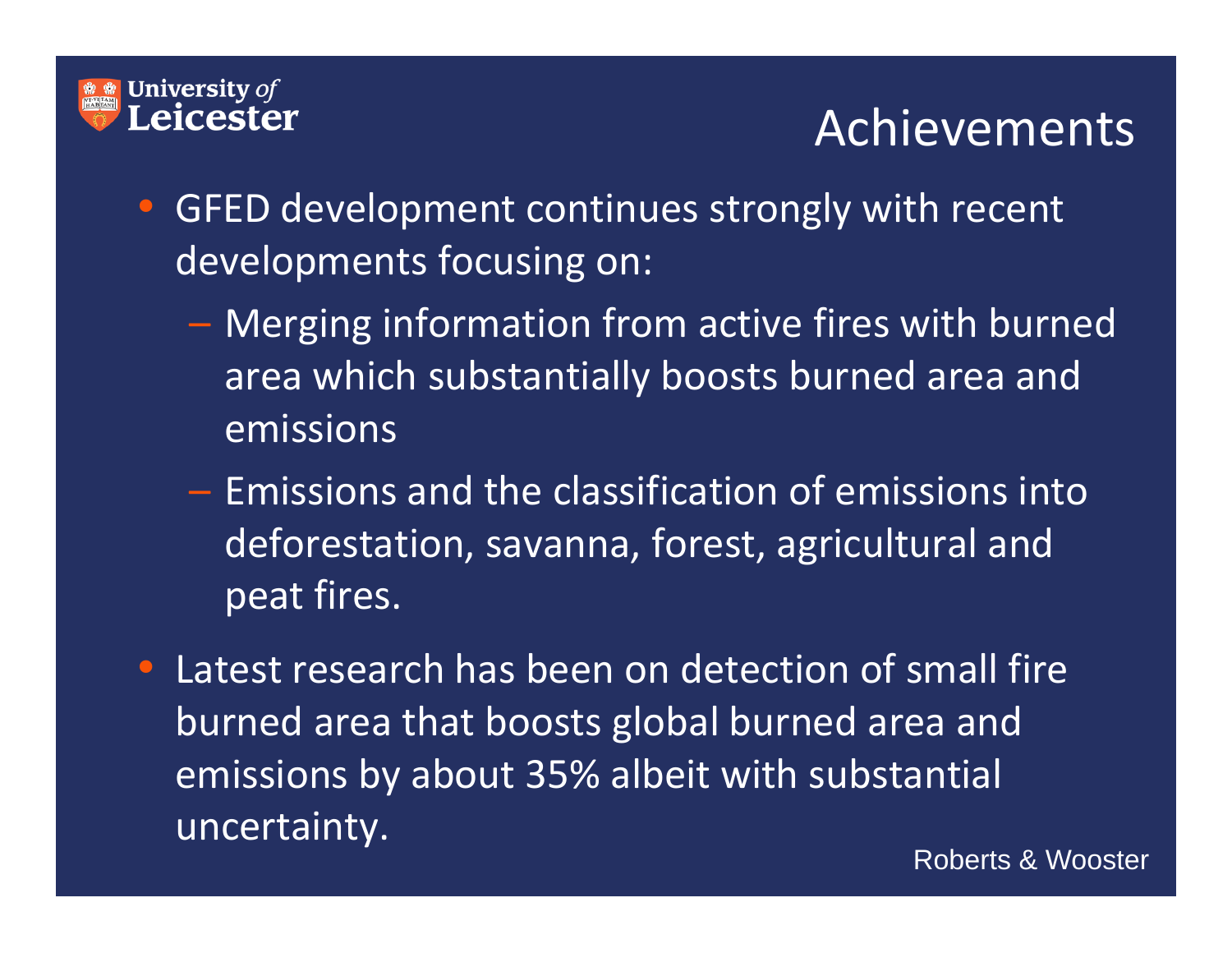# Achievements

- GFED development continues strongly with recent developments focusing on:
  - Merging information from active fires with burned area which substantially boosts burned area and emissions
  - Emissions and the classification of emissions into deforestation, savanna, forest, agricultural and peat fires.
- Latest research has been on detection of small fire burned area that boosts global burned area and emissions by about 35% albeit with substantial uncertainty.

Roberts & Wooster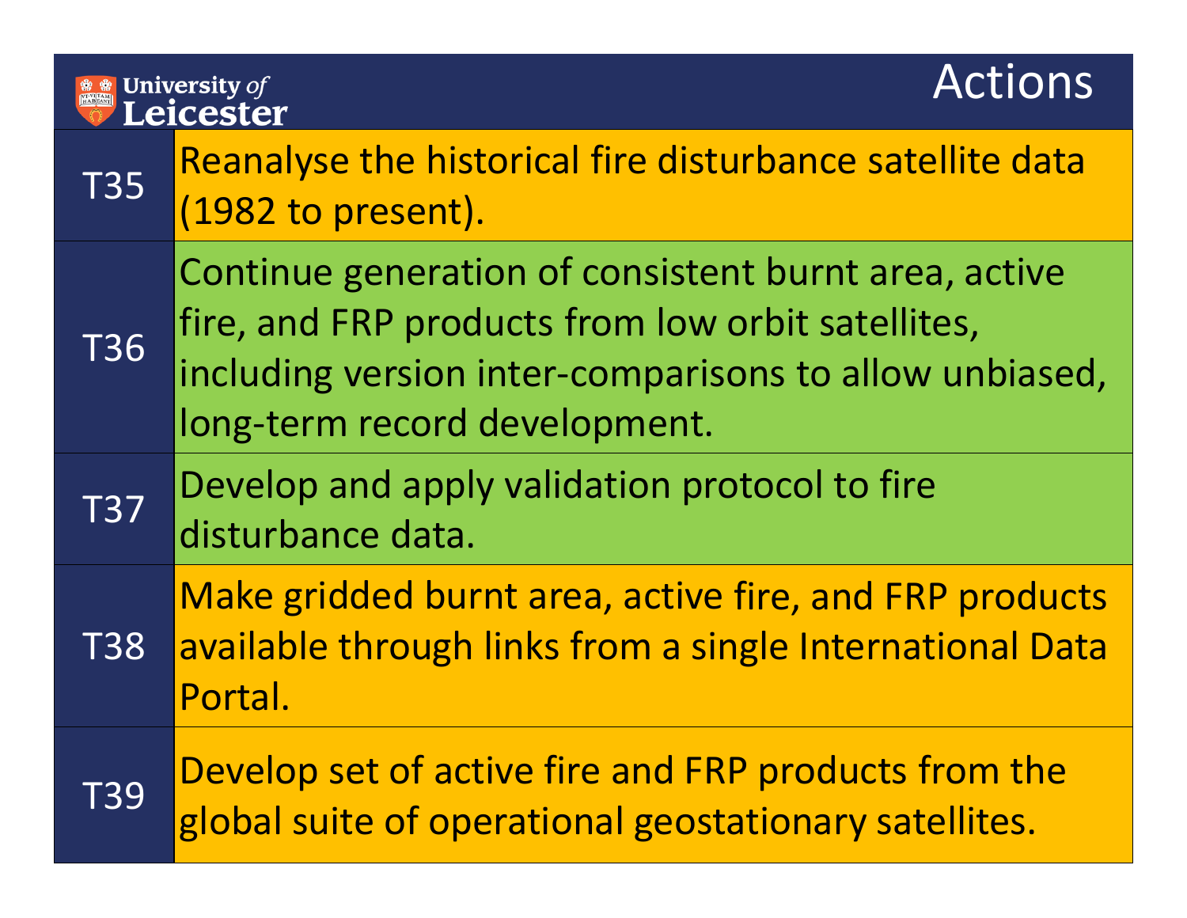# Actions

| | |
|---|---|
| T35 | Reanalyse the historical fire disturbance satellite data (1982 to present). |
| T36 | Continue generation of consistent burnt area, active fire, and FRP products from low orbit satellites, including version inter-comparisons to allow unbiased, long-term record development. |
| T37 | Develop and apply validation protocol to fire disturbance data. |
| T38 | Make gridded burnt area, active fire, and FRP products available through links from a single International Data Portal. |
| T39 | Develop set of active fire and FRP products from the global suite of operational geostationary satellites. |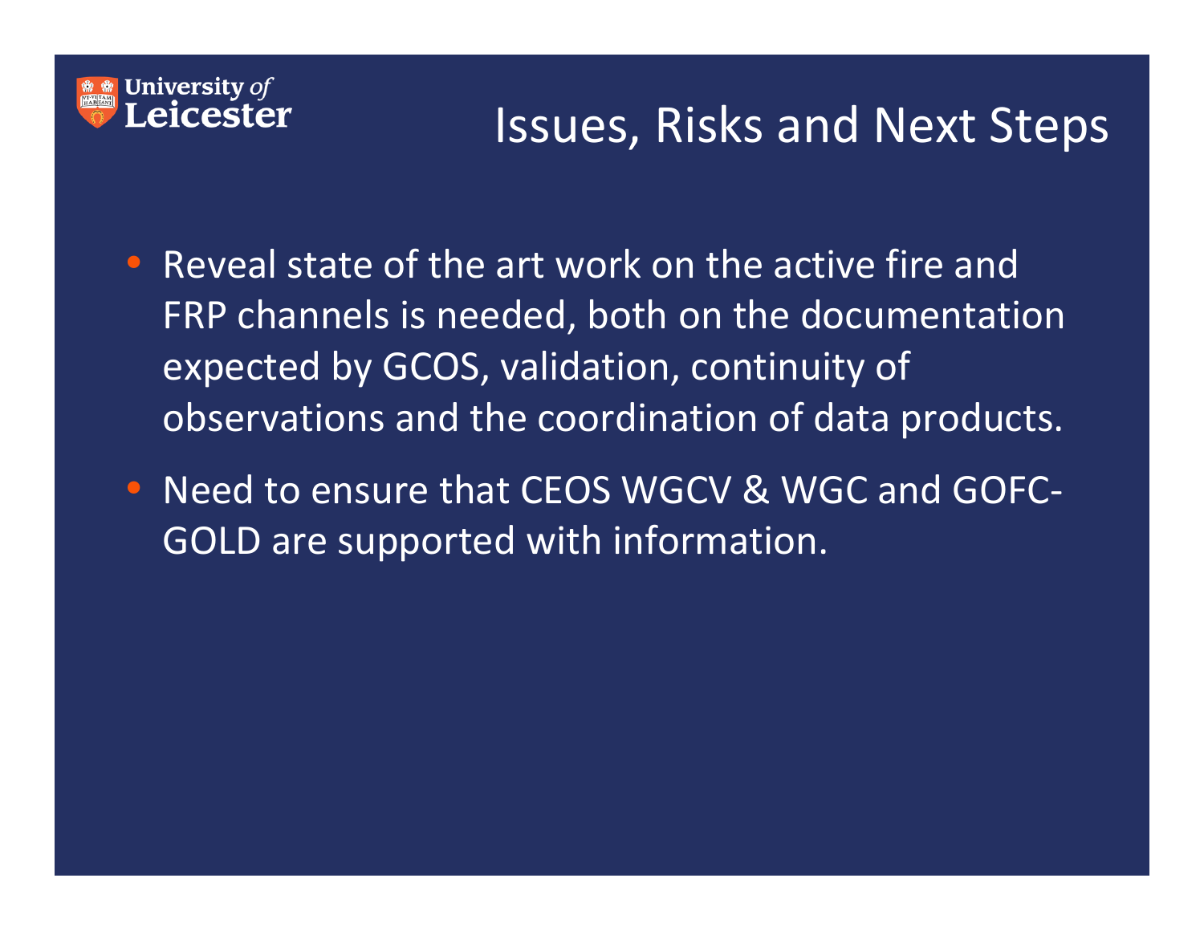# Issues, Risks and Next Steps

- Reveal state of the art work on the active fire and FRP channels is needed, both on the documentation expected by GCOS, validation, continuity of observations and the coordination of data products.
- Need to ensure that CEOS WGCV & WGC and GOFC-GOLD are supported with information.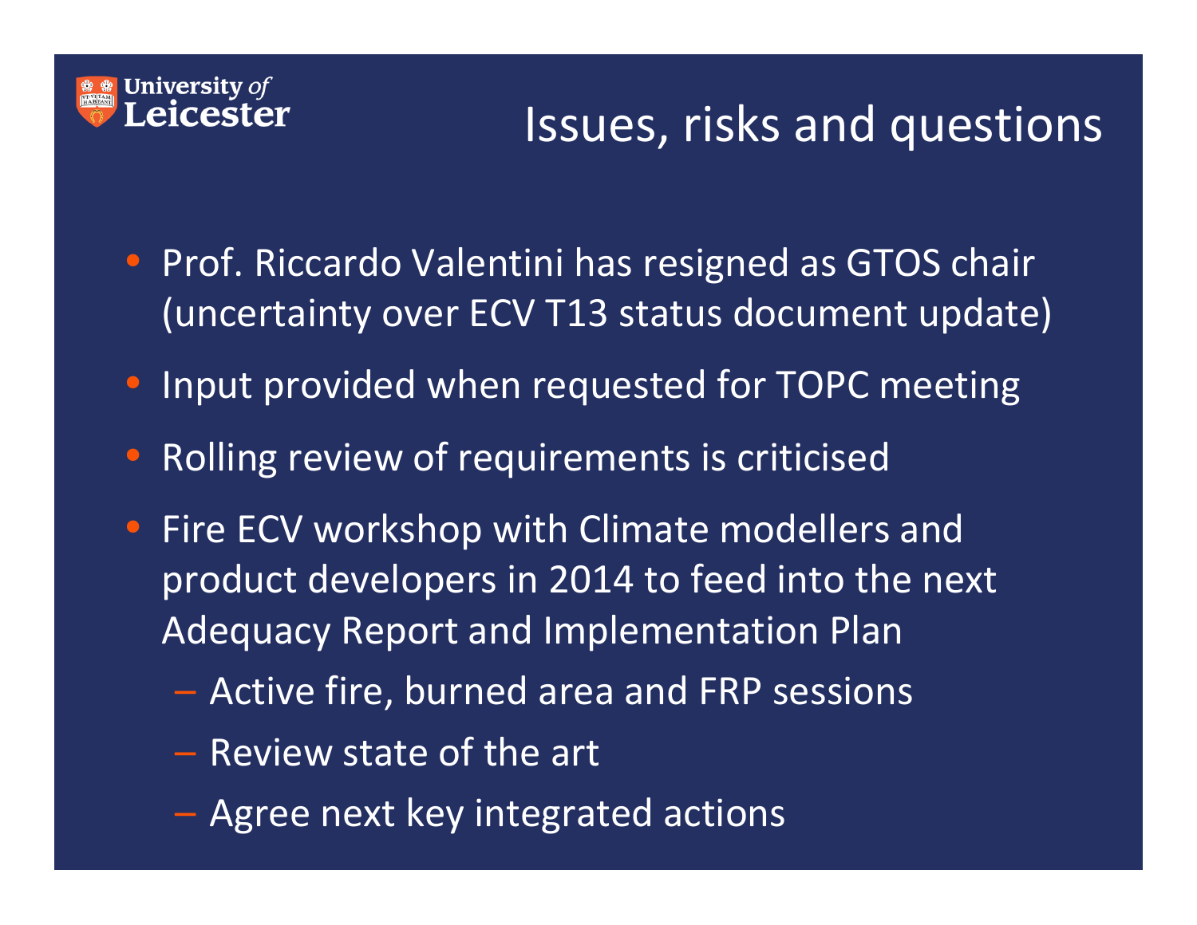# Issues, risks and questions

- Prof. Riccardo Valentini has resigned as GTOS chair (uncertainty over ECV T13 status document update)
- Input provided when requested for TOPC meeting
- Rolling review of requirements is criticised
- Fire ECV workshop with Climate modellers and product developers in 2014 to feed into the next Adequacy Report and Implementation Plan
  - Active fire, burned area and FRP sessions
  - Review state of the art
  - Agree next key integrated actions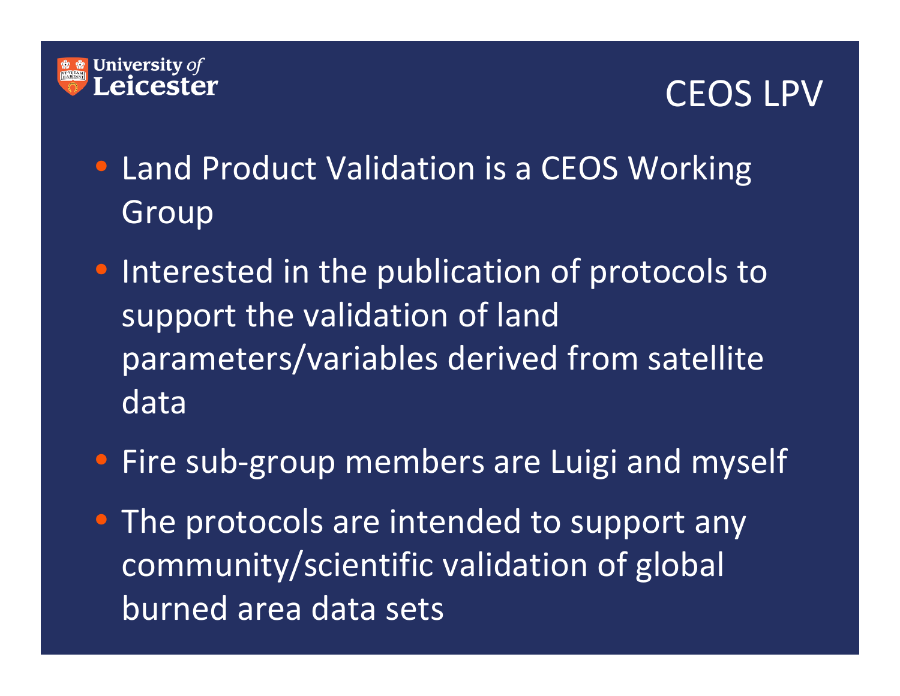# CEOS LPV

- Land Product Validation is a CEOS Working Group
- Interested in the publication of protocols to support the validation of land parameters/variables derived from satellite data
- Fire sub-group members are Luigi and myself
- The protocols are intended to support any community/scientific validation of global burned area data sets